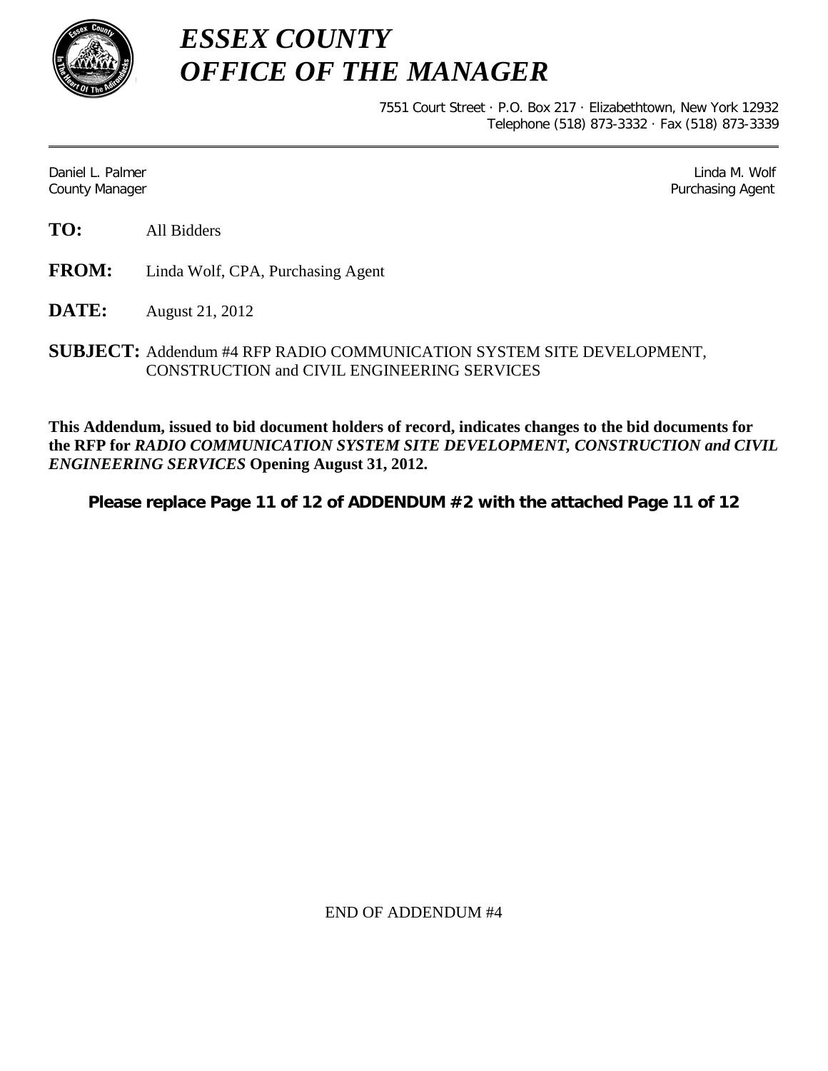# *ESSEX COUNTY*
# *OFFICE OF THE MANAGER*

7551 Court Street · P.O. Box 217 · Elizabethtown, New York 12932
Telephone (518) 873-3332 · Fax (518) 873-3339

---

Daniel L. Palmer
County Manager

Linda M. Wolf
Purchasing Agent

**TO:** All Bidders

**FROM:** Linda Wolf, CPA, Purchasing Agent

**DATE:** August 21, 2012

**SUBJECT:** Addendum #4 RFP RADIO COMMUNICATION SYSTEM SITE DEVELOPMENT, CONSTRUCTION and CIVIL ENGINEERING SERVICES

**This Addendum, issued to bid document holders of record, indicates changes to the bid documents for the RFP for *RADIO COMMUNICATION SYSTEM SITE DEVELOPMENT, CONSTRUCTION and CIVIL ENGINEERING SERVICES* Opening August 31, 2012.**

**Please replace Page 11 of 12 of ADDENDUM #2 with the attached Page 11 of 12**

END OF ADDENDUM #4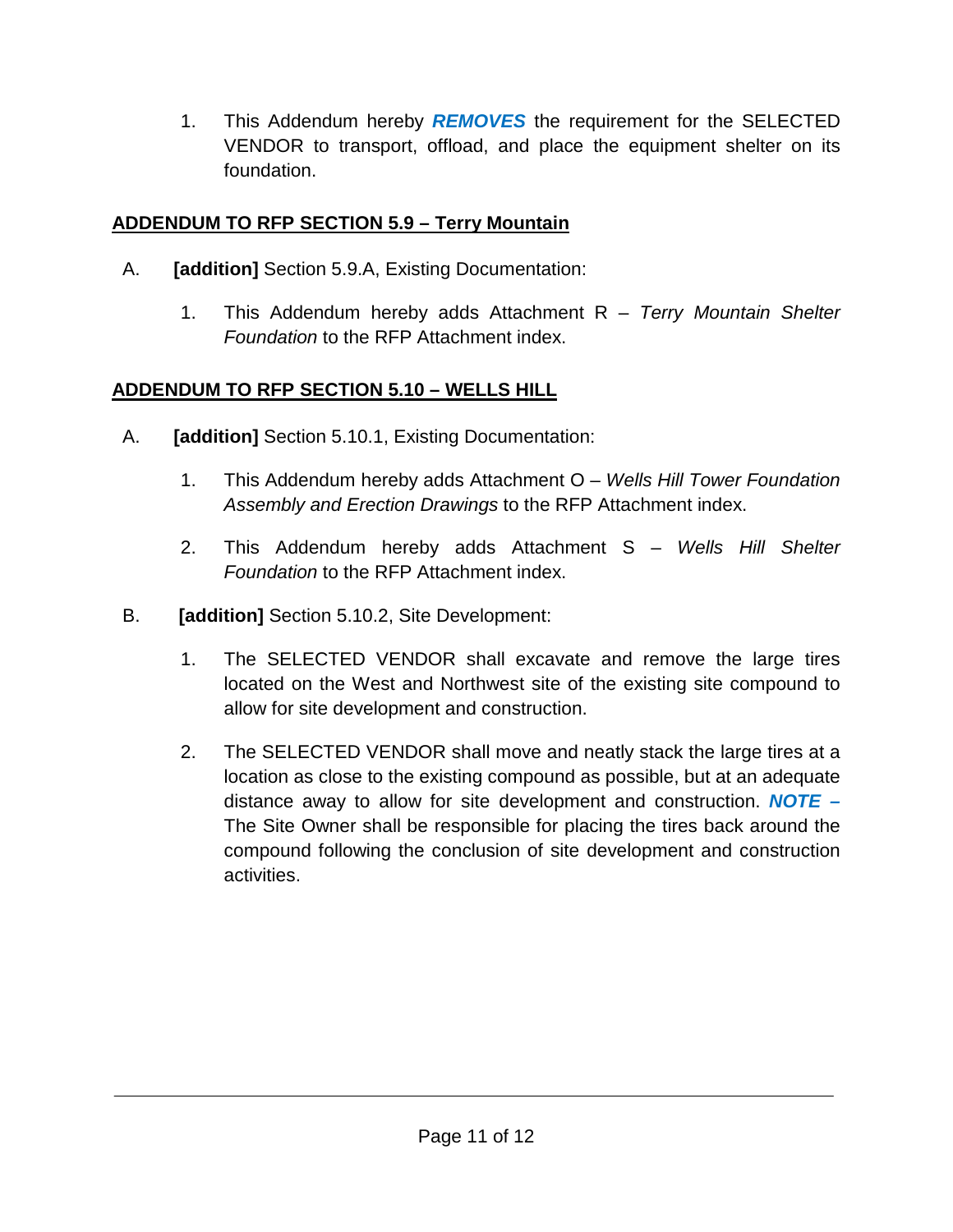1. This Addendum hereby ***REMOVES*** the requirement for the SELECTED VENDOR to transport, offload, and place the equipment shelter on its foundation.

## ADDENDUM TO RFP SECTION 5.9 – Terry Mountain

A. **[addition]** Section 5.9.A, Existing Documentation:

   1. This Addendum hereby adds Attachment R – *Terry Mountain Shelter Foundation* to the RFP Attachment index.

## ADDENDUM TO RFP SECTION 5.10 – WELLS HILL

A. **[addition]** Section 5.10.1, Existing Documentation:

   1. This Addendum hereby adds Attachment O – *Wells Hill Tower Foundation Assembly and Erection Drawings* to the RFP Attachment index.

   2. This Addendum hereby adds Attachment S – *Wells Hill Shelter Foundation* to the RFP Attachment index.

B. **[addition]** Section 5.10.2, Site Development:

   1. The SELECTED VENDOR shall excavate and remove the large tires located on the West and Northwest site of the existing site compound to allow for site development and construction.

   2. The SELECTED VENDOR shall move and neatly stack the large tires at a location as close to the existing compound as possible, but at an adequate distance away to allow for site development and construction. ***NOTE –*** The Site Owner shall be responsible for placing the tires back around the compound following the conclusion of site development and construction activities.